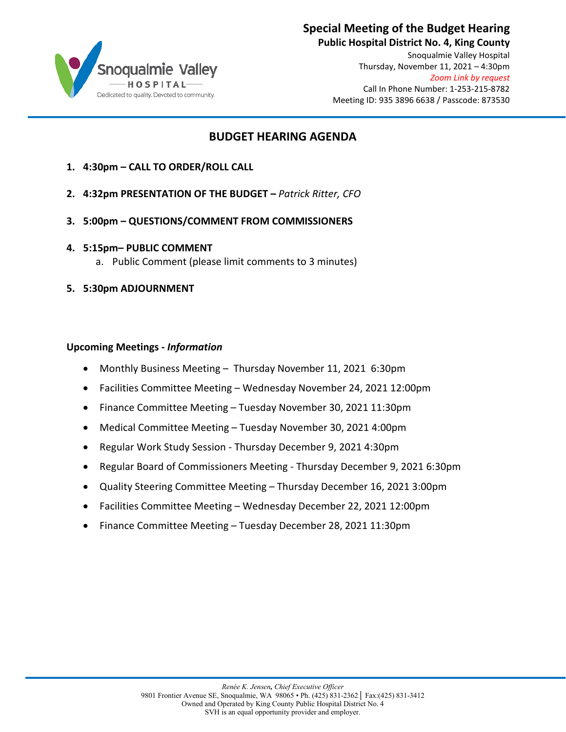# Special Meeting of the Budget Hearing

**Public Hospital District No. 4, King County**

Snoqualmie Valley Hospital
Thursday, November 11, 2021 – 4:30pm
*Zoom Link by request*
Call In Phone Number: 1-253-215-8782
Meeting ID: 935 3896 6638 / Passcode: 873530

## BUDGET HEARING AGENDA

1. **4:30pm – CALL TO ORDER/ROLL CALL**
2. **4:32pm PRESENTATION OF THE BUDGET –** *Patrick Ritter, CFO*
3. **5:00pm – QUESTIONS/COMMENT FROM COMMISSIONERS**
4. **5:15pm– PUBLIC COMMENT**
   a. Public Comment (please limit comments to 3 minutes)
5. **5:30pm ADJOURNMENT**

**Upcoming Meetings -** ***Information***

- Monthly Business Meeting – Thursday November 11, 2021 6:30pm
- Facilities Committee Meeting – Wednesday November 24, 2021 12:00pm
- Finance Committee Meeting – Tuesday November 30, 2021 11:30pm
- Medical Committee Meeting – Tuesday November 30, 2021 4:00pm
- Regular Work Study Session - Thursday December 9, 2021 4:30pm
- Regular Board of Commissioners Meeting - Thursday December 9, 2021 6:30pm
- Quality Steering Committee Meeting – Thursday December 16, 2021 3:00pm
- Facilities Committee Meeting – Wednesday December 22, 2021 12:00pm
- Finance Committee Meeting – Tuesday December 28, 2021 11:30pm

*Renée K. Jensen, Chief Executive Officer*
9801 Frontier Avenue SE, Snoqualmie, WA 98065 • Ph. (425) 831-2362 │ Fax:(425) 831-3412
Owned and Operated by King County Public Hospital District No. 4
SVH is an equal opportunity provider and employer.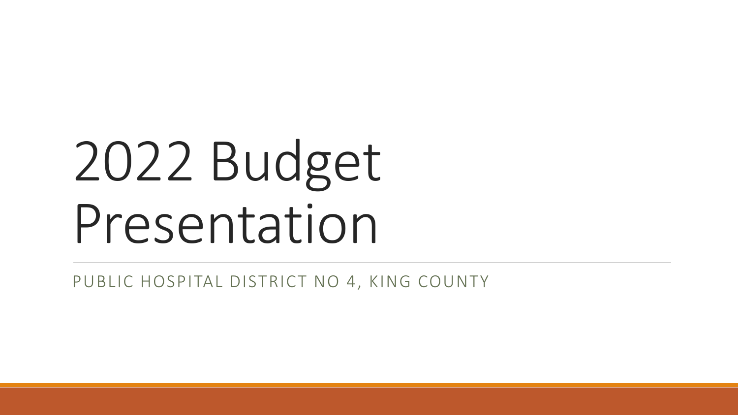# 2022 Budget Presentation

PUBLIC HOSPITAL DISTRICT NO 4, KING COUNTY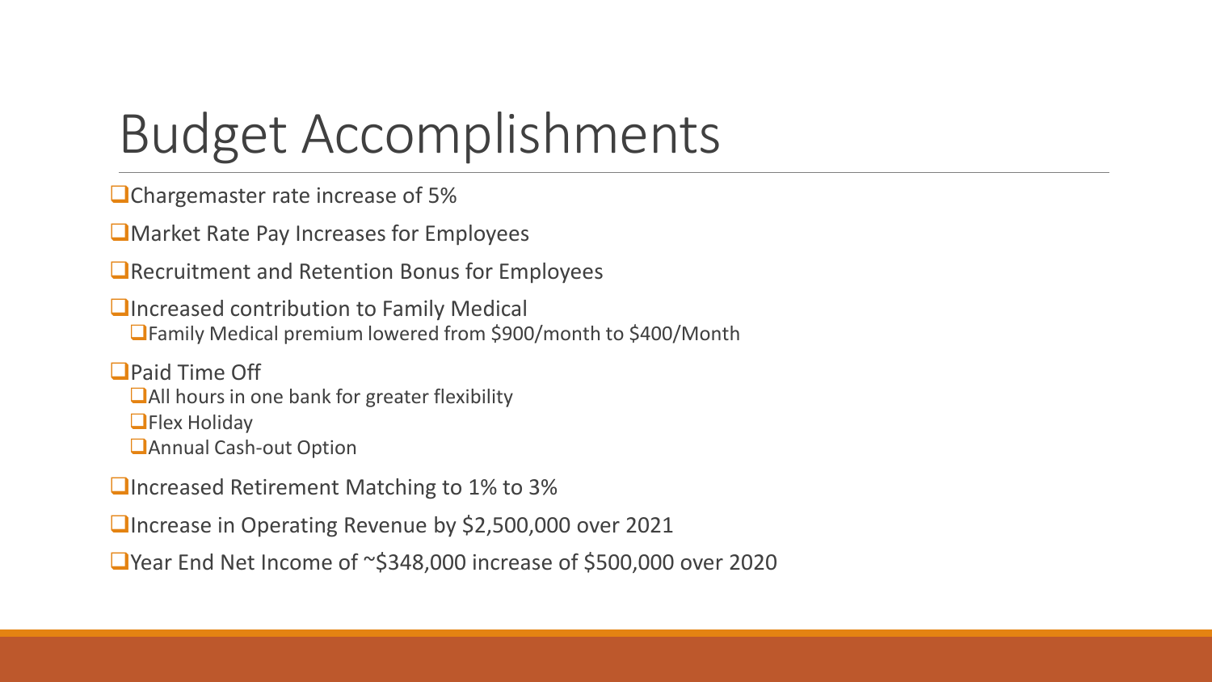# Budget Accomplishments

- Chargemaster rate increase of 5%
- Market Rate Pay Increases for Employees
- Recruitment and Retention Bonus for Employees
- Increased contribution to Family Medical
  - Family Medical premium lowered from $900/month to $400/Month
- Paid Time Off
  - All hours in one bank for greater flexibility
  - Flex Holiday
  - Annual Cash-out Option
- Increased Retirement Matching to 1% to 3%
- Increase in Operating Revenue by $2,500,000 over 2021
- Year End Net Income of ~$348,000 increase of $500,000 over 2020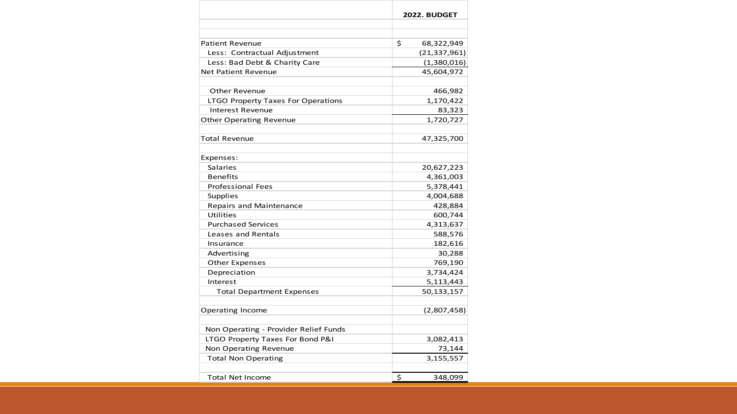| | 2022. BUDGET |
|---|---|
| | |
| | |
| Patient Revenue | $ 68,322,949 |
| Less: Contractual Adjustment | (21,337,961) |
| Less: Bad Debt & Charity Care | (1,380,016) |
| Net Patient Revenue | 45,604,972 |
| | |
| Other Revenue | 466,982 |
| LTGO Property Taxes For Operations | 1,170,422 |
| Interest Revenue | 83,323 |
| Other Operating Revenue | 1,720,727 |
| | |
| Total Revenue | 47,325,700 |
| | |
| Expenses: | |
| Salaries | 20,627,223 |
| Benefits | 4,361,003 |
| Professional Fees | 5,378,441 |
| Supplies | 4,004,688 |
| Repairs and Maintenance | 428,884 |
| Utilities | 600,744 |
| Purchased Services | 4,313,637 |
| Leases and Rentals | 588,576 |
| Insurance | 182,616 |
| Advertising | 30,288 |
| Other Expenses | 769,190 |
| Depreciation | 3,734,424 |
| Interest | 5,113,443 |
| Total Department Expenses | 50,133,157 |
| | |
| Operating Income | (2,807,458) |
| | |
| Non Operating - Provider Relief Funds | |
| LTGO Property Taxes For Bond P&I | 3,082,413 |
| Non Operating Revenue | 73,144 |
| Total Non Operating | 3,155,557 |
| | |
| Total Net Income | $ 348,099 |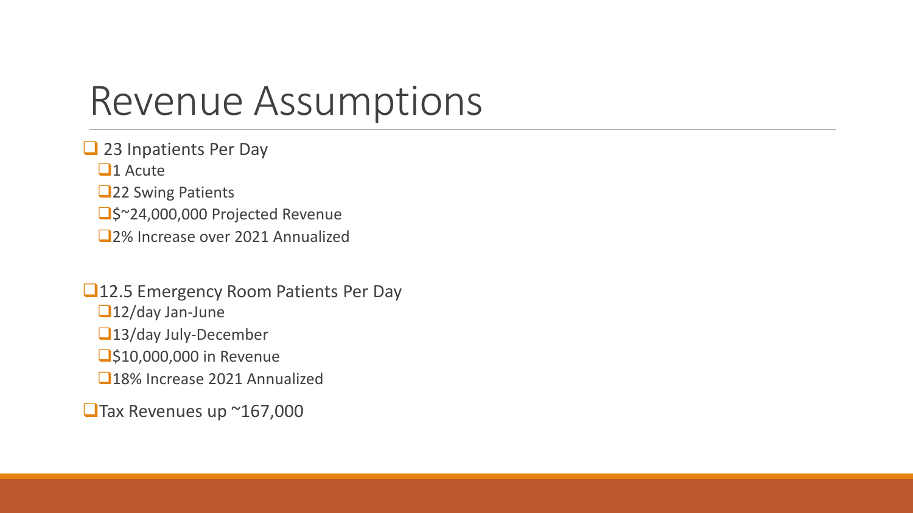# Revenue Assumptions

- 23 Inpatients Per Day
  - 1 Acute
  - 22 Swing Patients
  - $~24,000,000 Projected Revenue
  - 2% Increase over 2021 Annualized

- 12.5 Emergency Room Patients Per Day
  - 12/day Jan-June
  - 13/day July-December
  - $10,000,000 in Revenue
  - 18% Increase 2021 Annualized

- Tax Revenues up ~167,000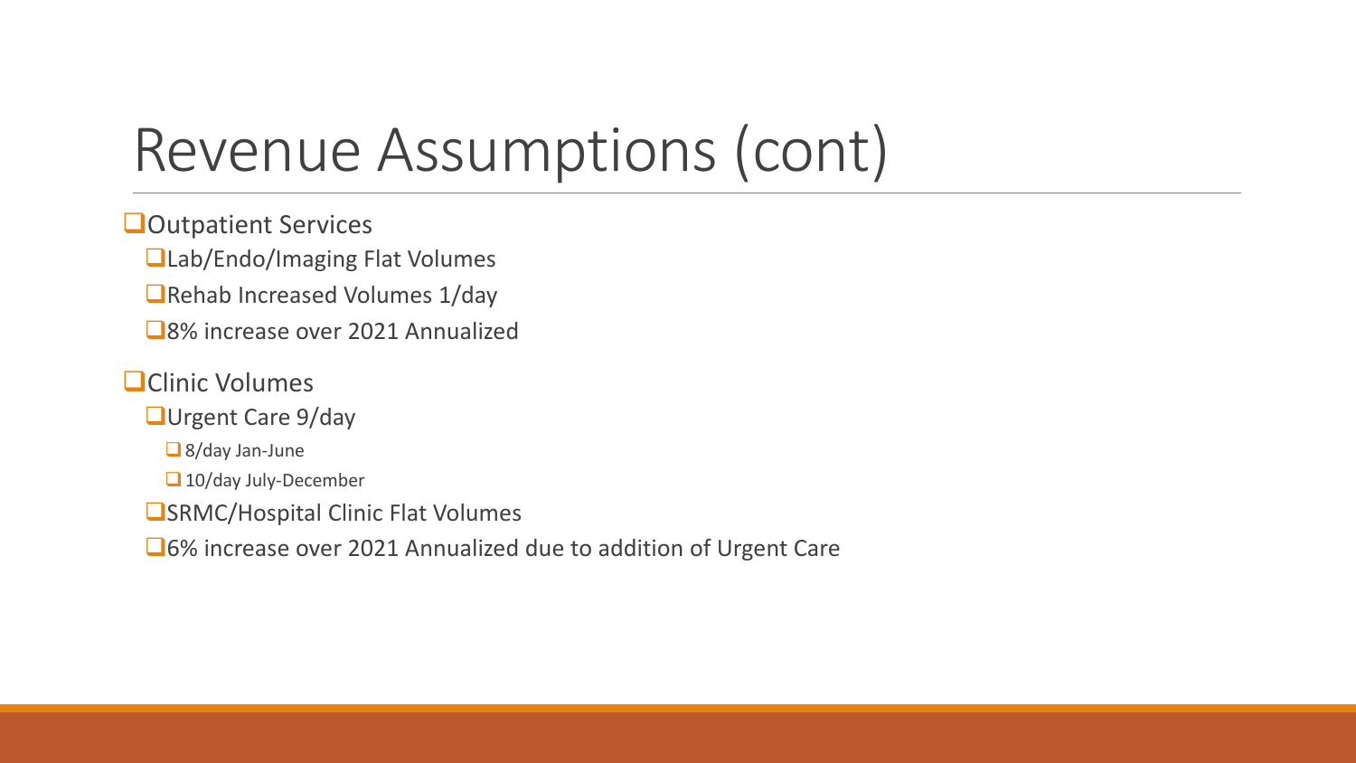# Revenue Assumptions (cont)

- Outpatient Services
  - Lab/Endo/Imaging Flat Volumes
  - Rehab Increased Volumes 1/day
  - 8% increase over 2021 Annualized
- Clinic Volumes
  - Urgent Care 9/day
    - 8/day Jan-June
    - 10/day July-December
  - SRMC/Hospital Clinic Flat Volumes
  - 6% increase over 2021 Annualized due to addition of Urgent Care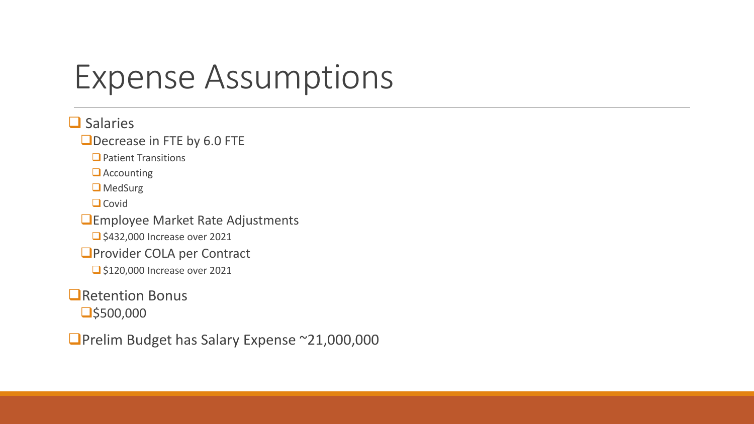# Expense Assumptions

- Salaries
  - Decrease in FTE by 6.0 FTE
    - Patient Transitions
    - Accounting
    - MedSurg
    - Covid
  - Employee Market Rate Adjustments
    - $432,000 Increase over 2021
  - Provider COLA per Contract
    - $120,000 Increase over 2021
- Retention Bonus
  - $500,000
- Prelim Budget has Salary Expense ~21,000,000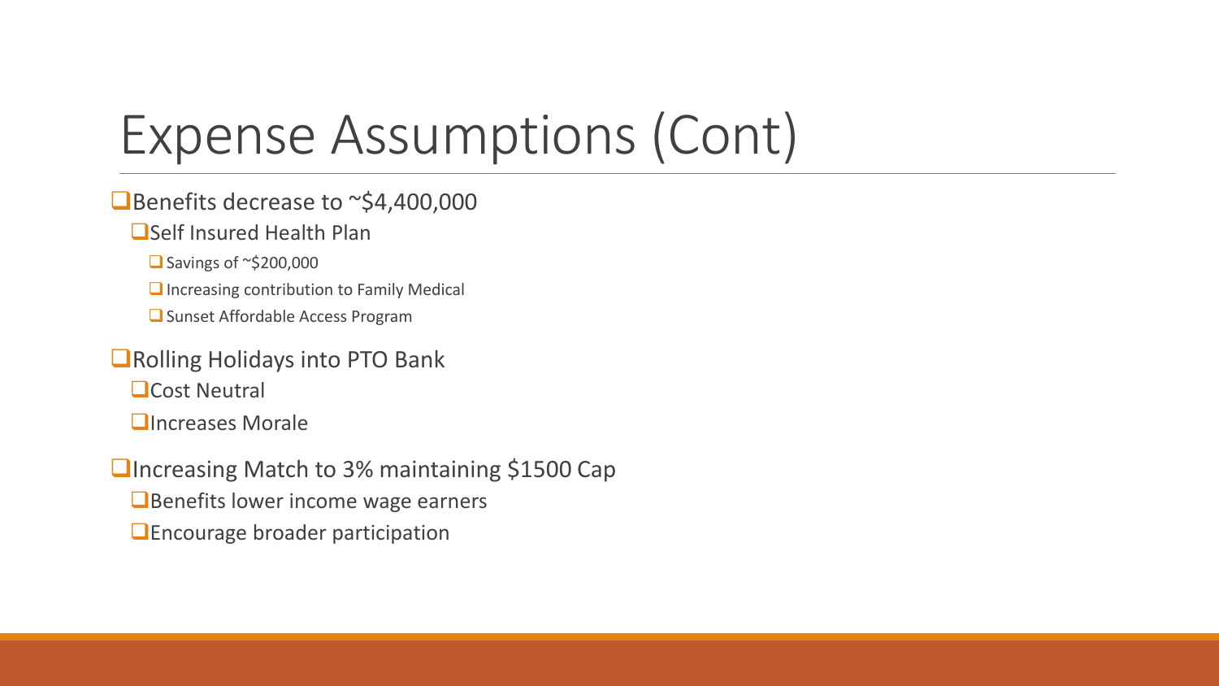# Expense Assumptions (Cont)

- Benefits decrease to ~$4,400,000
  - Self Insured Health Plan
    - Savings of ~$200,000
    - Increasing contribution to Family Medical
    - Sunset Affordable Access Program
- Rolling Holidays into PTO Bank
  - Cost Neutral
  - Increases Morale
- Increasing Match to 3% maintaining $1500 Cap
  - Benefits lower income wage earners
  - Encourage broader participation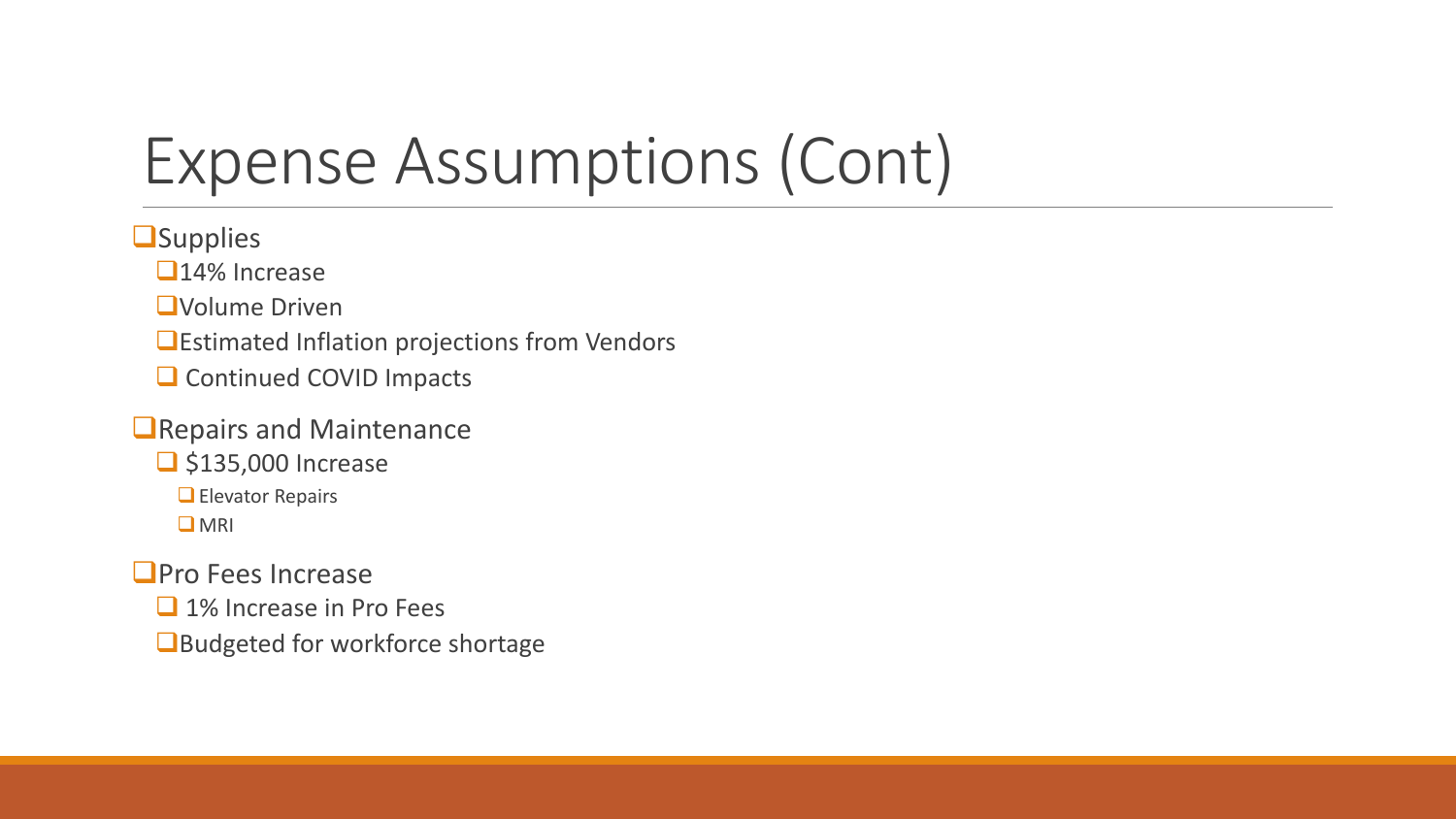# Expense Assumptions (Cont)

- Supplies
  - 14% Increase
  - Volume Driven
  - Estimated Inflation projections from Vendors
  - Continued COVID Impacts
- Repairs and Maintenance
  - $135,000 Increase
    - Elevator Repairs
    - MRI
- Pro Fees Increase
  - 1% Increase in Pro Fees
  - Budgeted for workforce shortage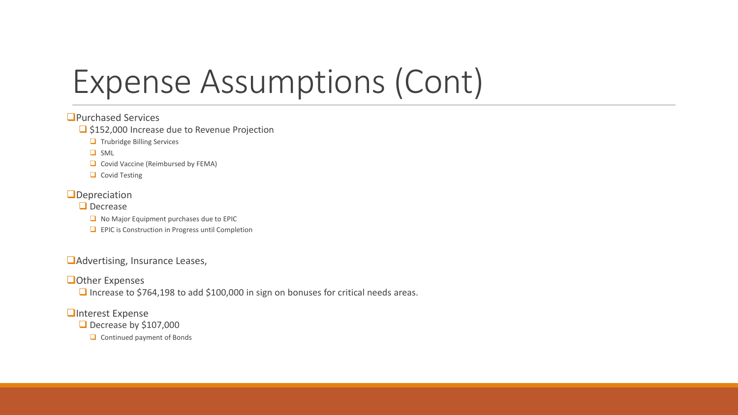# Expense Assumptions (Cont)

- Purchased Services
  - $152,000 Increase due to Revenue Projection
    - Trubridge Billing Services
    - SML
    - Covid Vaccine (Reimbursed by FEMA)
    - Covid Testing
- Depreciation
  - Decrease
    - No Major Equipment purchases due to EPIC
    - EPIC is Construction in Progress until Completion
- Advertising, Insurance Leases,
- Other Expenses
  - Increase to $764,198 to add $100,000 in sign on bonuses for critical needs areas.
- Interest Expense
  - Decrease by $107,000
    - Continued payment of Bonds